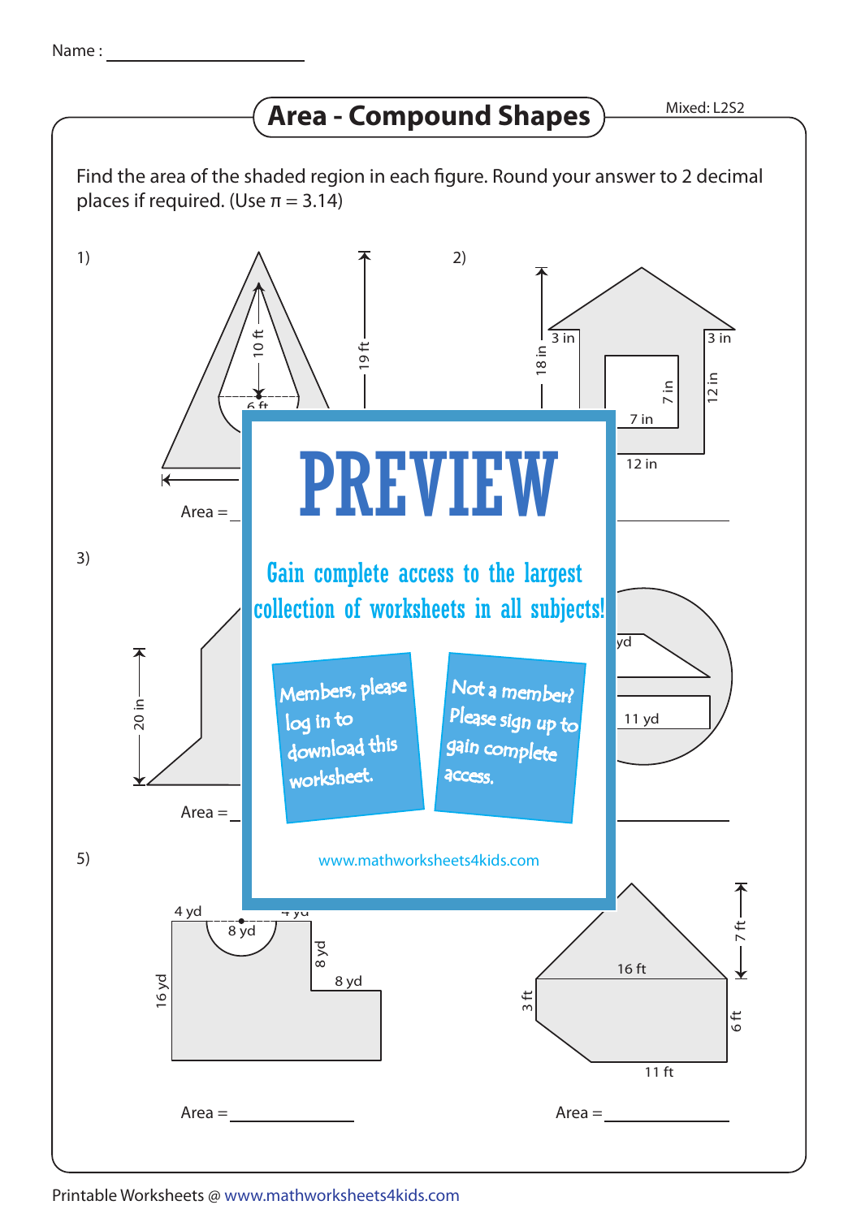Name : ____________________

# Area - Compound Shapes

Mixed: L2S2

Find the area of the shaded region in each figure. Round your answer to 2 decimal places if required. (Use $\pi = 3.14$)

1)

10 ft

19 ft

6 ft

Area = ____________________

2)

18 in

3 in

3 in

7 in

12 in

7 in

12 in

Area = ____________________

3)

20 in

Area = ____________________

4)

yd

11 yd

Area = ____________________

# PREVIEW

Gain complete access to the largest collection of worksheets in all subjects!

Members, please log in to download this worksheet.

Not a member? Please sign up to gain complete access.

www.mathworksheets4kids.com

5)

4 yd

4 yd

8 yd

16 yd

8 yd

8 yd

Area = ____________________

6)

7 ft

16 ft

3 ft

6 ft

11 ft

Area = ____________________

Printable Worksheets @ www.mathworksheets4kids.com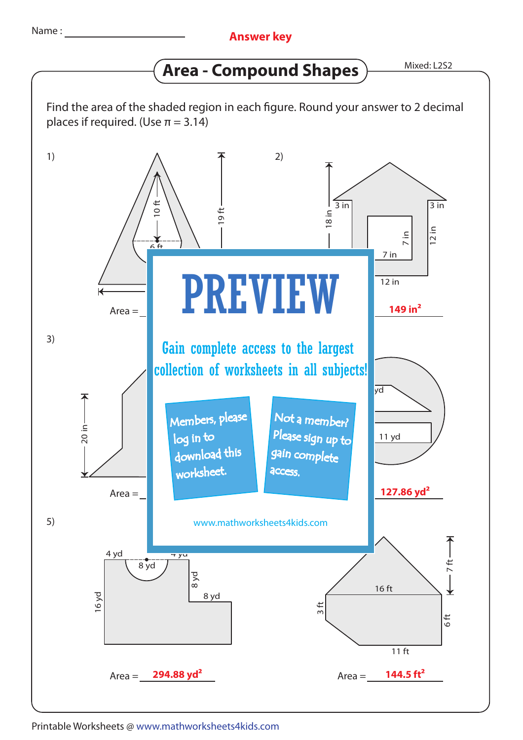Name : ____________________

**Answer key**

# Area - Compound Shapes

Mixed: L2S2

Find the area of the shaded region in each figure. Round your answer to 2 decimal places if required. (Use π = 3.14)

1)

10 ft

19 ft

6 ft

Area = ____

2)

18 in

3 in

3 in

7 in

7 in

12 in

12 in

Area = **149 $in^2$**

3)

20 in

Area = ____

4)

yd

11 yd

Area = **127.86 $yd^2$**

**PREVIEW**

Gain complete access to the largest collection of worksheets in all subjects!

Members, please log in to download this worksheet.

Not a member? Please sign up to gain complete access.

www.mathworksheets4kids.com

5)

4 yd

4 yd

8 yd

8 yd

8 yd

16 yd

Area = **294.88 $yd^2$**

6)

7 ft

16 ft

3 ft

6 ft

11 ft

Area = **144.5 $ft^2$**

Printable Worksheets @ www.mathworksheets4kids.com